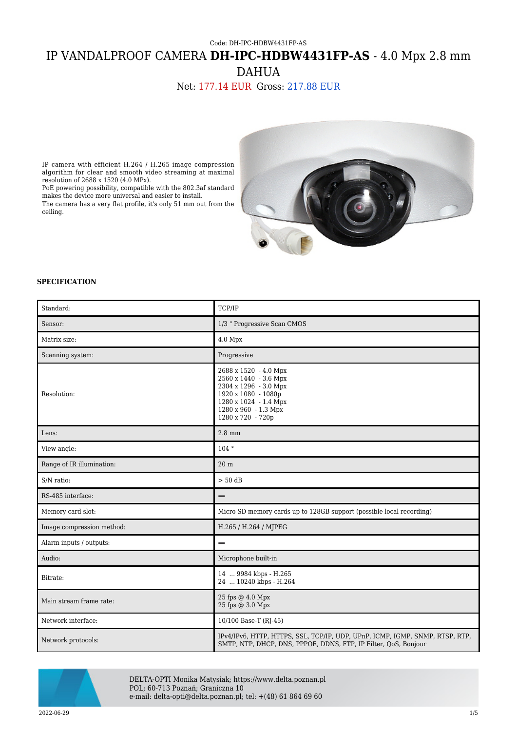Code: DH-IPC-HDBW4431FP-AS

# IP VANDALPROOF CAMERA **DH-IPC-HDBW4431FP-AS** - 4.0 Mpx 2.8 mm DAHUA

Net: 177.14 EUR Gross: 217.88 EUR

IP camera with efficient H.264 / H.265 image compression algorithm for clear and smooth video streaming at maximal resolution of 2688 x 1520 (4.0 MPx).
PoE powering possibility, compatible with the 802.3af standard makes the device more universal and easier to install.
The camera has a very flat profile, it's only 51 mm out from the ceiling.

**SPECIFICATION**

| | |
|---|---|
| Standard: | TCP/IP |
| Sensor: | 1/3 " Progressive Scan CMOS |
| Matrix size: | 4.0 Mpx |
| Scanning system: | Progressive |
| Resolution: | 2688 x 1520 - 4.0 Mpx<br>2560 x 1440 - 3.6 Mpx<br>2304 x 1296 - 3.0 Mpx<br>1920 x 1080 - 1080p<br>1280 x 1024 - 1.4 Mpx<br>1280 x 960 - 1.3 Mpx<br>1280 x 720 - 720p |
| Lens: | 2.8 mm |
| View angle: | 104 ° |
| Range of IR illumination: | 20 m |
| S/N ratio: | > 50 dB |
| RS-485 interface: | — |
| Memory card slot: | Micro SD memory cards up to 128GB support (possible local recording) |
| Image compression method: | H.265 / H.264 / MJPEG |
| Alarm inputs / outputs: | — |
| Audio: | Microphone built-in |
| Bitrate: | 14 ... 9984 kbps - H.265<br>24 ... 10240 kbps - H.264 |
| Main stream frame rate: | 25 fps @ 4.0 Mpx<br>25 fps @ 3.0 Mpx |
| Network interface: | 10/100 Base-T (RJ-45) |
| Network protocols: | IPv4/IPv6, HTTP, HTTPS, SSL, TCP/IP, UDP, UPnP, ICMP, IGMP, SNMP, RTSP, RTP, SMTP, NTP, DHCP, DNS, PPPOE, DDNS, FTP, IP Filter, QoS, Bonjour |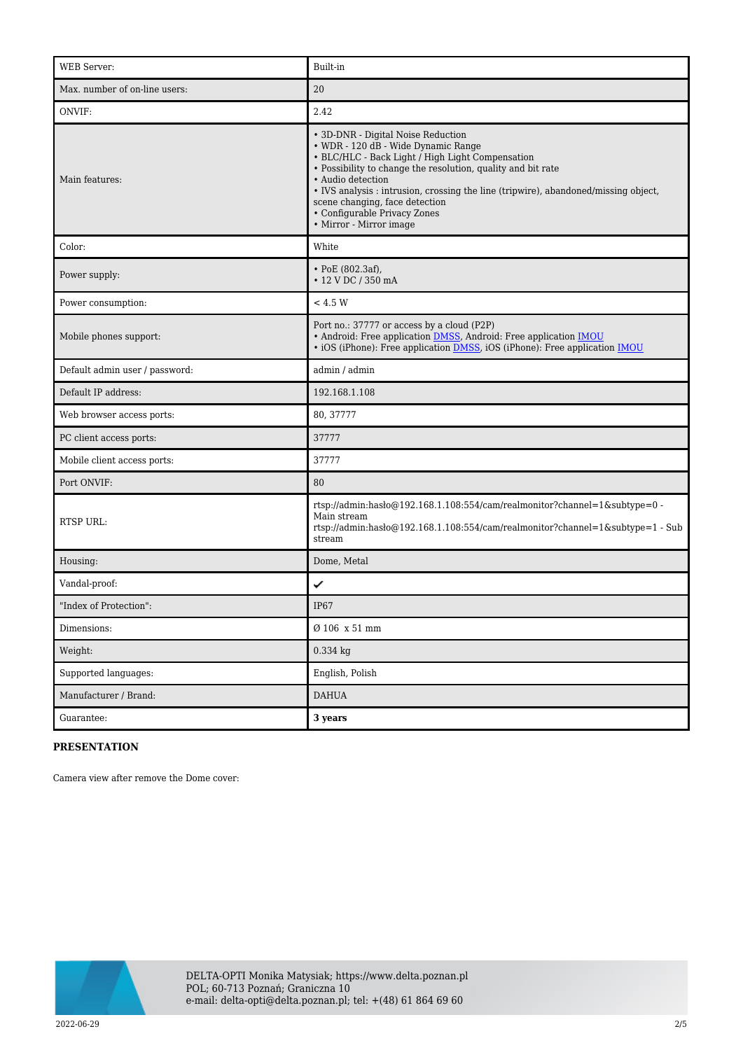| | |
|---|---|
| WEB Server: | Built-in |
| Max. number of on-line users: | 20 |
| ONVIF: | 2.42 |
| Main features: | • 3D-DNR - Digital Noise Reduction<br>• WDR - 120 dB - Wide Dynamic Range<br>• BLC/HLC - Back Light / High Light Compensation<br>• Possibility to change the resolution, quality and bit rate<br>• Audio detection<br>• IVS analysis : intrusion, crossing the line (tripwire), abandoned/missing object, scene changing, face detection<br>• Configurable Privacy Zones<br>• Mirror - Mirror image |
| Color: | White |
| Power supply: | • PoE (802.3af),<br>• 12 V DC / 350 mA |
| Power consumption: | < 4.5 W |
| Mobile phones support: | Port no.: 37777 or access by a cloud (P2P)<br>• Android: Free application DMSS, Android: Free application IMOU<br>• iOS (iPhone): Free application DMSS, iOS (iPhone): Free application IMOU |
| Default admin user / password: | admin / admin |
| Default IP address: | 192.168.1.108 |
| Web browser access ports: | 80, 37777 |
| PC client access ports: | 37777 |
| Mobile client access ports: | 37777 |
| Port ONVIF: | 80 |
| RTSP URL: | rtsp://admin:hasło@192.168.1.108:554/cam/realmonitor?channel=1&subtype=0 - Main stream<br>rtsp://admin:hasło@192.168.1.108:554/cam/realmonitor?channel=1&subtype=1 - Sub stream |
| Housing: | Dome, Metal |
| Vandal-proof: | ✔ |
| "Index of Protection": | IP67 |
| Dimensions: | Ø 106 x 51 mm |
| Weight: | 0.334 kg |
| Supported languages: | English, Polish |
| Manufacturer / Brand: | DAHUA |
| Guarantee: | **3 years** |

**PRESENTATION**

Camera view after remove the Dome cover:

DELTA-OPTI Monika Matysiak; https://www.delta.poznan.pl
POL; 60-713 Poznań; Graniczna 10
e-mail: delta-opti@delta.poznan.pl; tel: +(48) 61 864 69 60

2022-06-29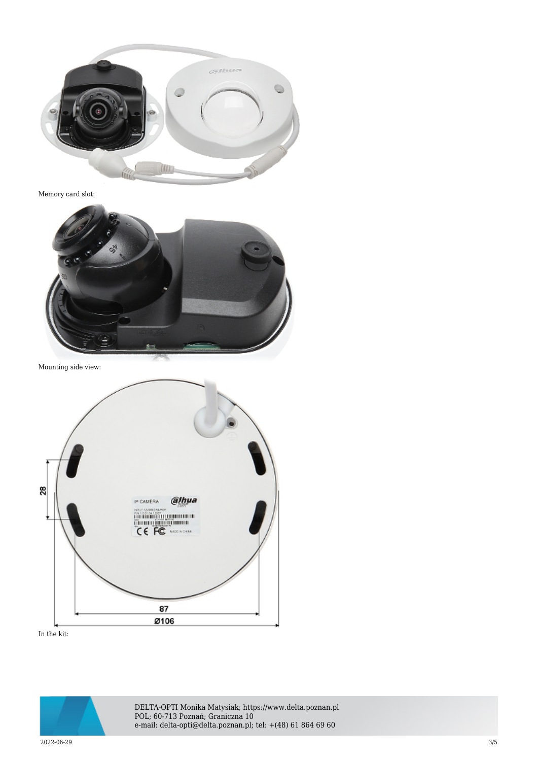Memory card slot:

Mounting side view:

In the kit: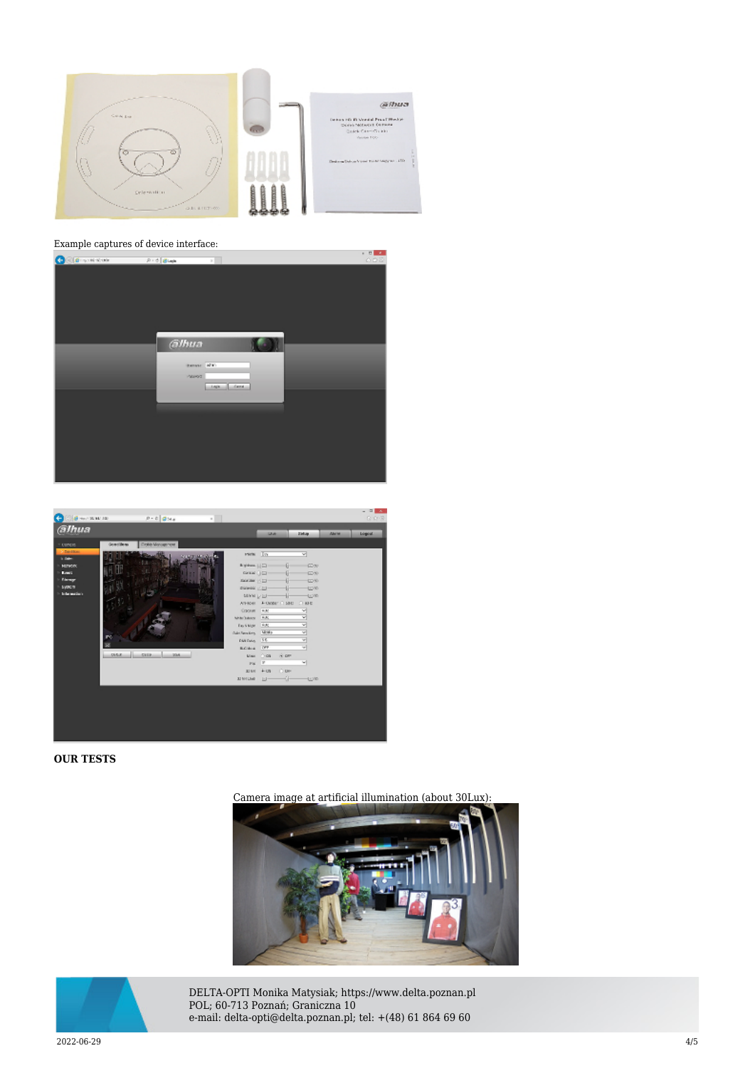Example captures of device interface:

**OUR TESTS**

Camera image at artificial illumination (about 30Lux):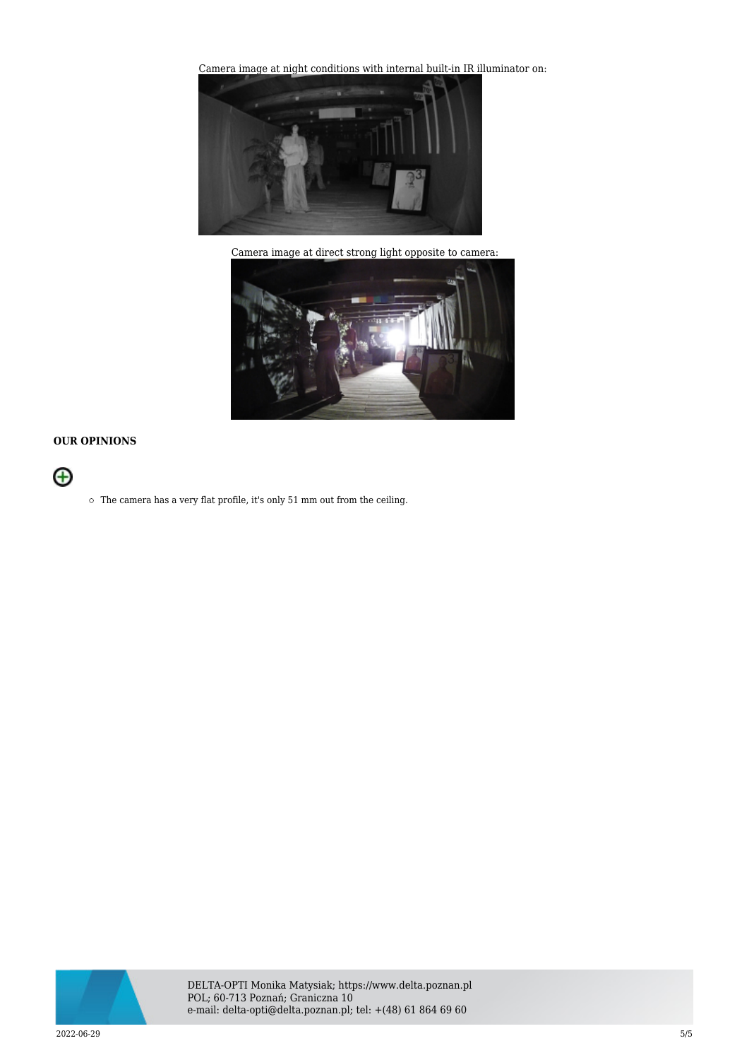Camera image at night conditions with internal built-in IR illuminator on:

Camera image at direct strong light opposite to camera:

**OUR OPINIONS**

⊕

- The camera has a very flat profile, it's only 51 mm out from the ceiling.

DELTA-OPTI Monika Matysiak; https://www.delta.poznan.pl
POL; 60-713 Poznań; Graniczna 10
e-mail: delta-opti@delta.poznan.pl; tel: +(48) 61 864 69 60